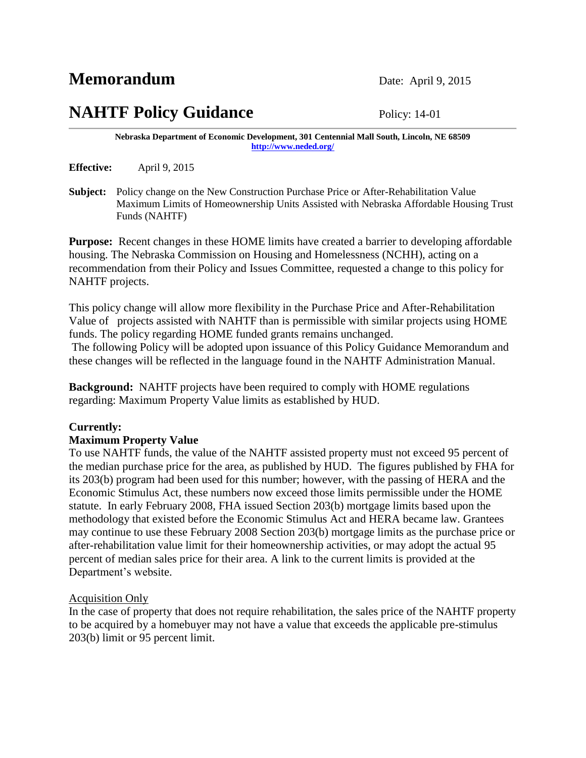# Memorandum

Date: April 9, 2015

# NAHTF Policy Guidance

Policy: 14-01

**Nebraska Department of Economic Development, 301 Centennial Mall South, Lincoln, NE 68509**
**http://www.neded.org/**

**Effective:** April 9, 2015

**Subject:** Policy change on the New Construction Purchase Price or After-Rehabilitation Value Maximum Limits of Homeownership Units Assisted with Nebraska Affordable Housing Trust Funds (NAHTF)

**Purpose:** Recent changes in these HOME limits have created a barrier to developing affordable housing. The Nebraska Commission on Housing and Homelessness (NCHH), acting on a recommendation from their Policy and Issues Committee, requested a change to this policy for NAHTF projects.

This policy change will allow more flexibility in the Purchase Price and After-Rehabilitation Value of projects assisted with NAHTF than is permissible with similar projects using HOME funds. The policy regarding HOME funded grants remains unchanged.
The following Policy will be adopted upon issuance of this Policy Guidance Memorandum and these changes will be reflected in the language found in the NAHTF Administration Manual.

**Background:** NAHTF projects have been required to comply with HOME regulations regarding: Maximum Property Value limits as established by HUD.

**Currently:**

**Maximum Property Value**

To use NAHTF funds, the value of the NAHTF assisted property must not exceed 95 percent of the median purchase price for the area, as published by HUD. The figures published by FHA for its 203(b) program had been used for this number; however, with the passing of HERA and the Economic Stimulus Act, these numbers now exceed those limits permissible under the HOME statute. In early February 2008, FHA issued Section 203(b) mortgage limits based upon the methodology that existed before the Economic Stimulus Act and HERA became law. Grantees may continue to use these February 2008 Section 203(b) mortgage limits as the purchase price or after-rehabilitation value limit for their homeownership activities, or may adopt the actual 95 percent of median sales price for their area. A link to the current limits is provided at the Department's website.

<u>Acquisition Only</u>

In the case of property that does not require rehabilitation, the sales price of the NAHTF property to be acquired by a homebuyer may not have a value that exceeds the applicable pre-stimulus 203(b) limit or 95 percent limit.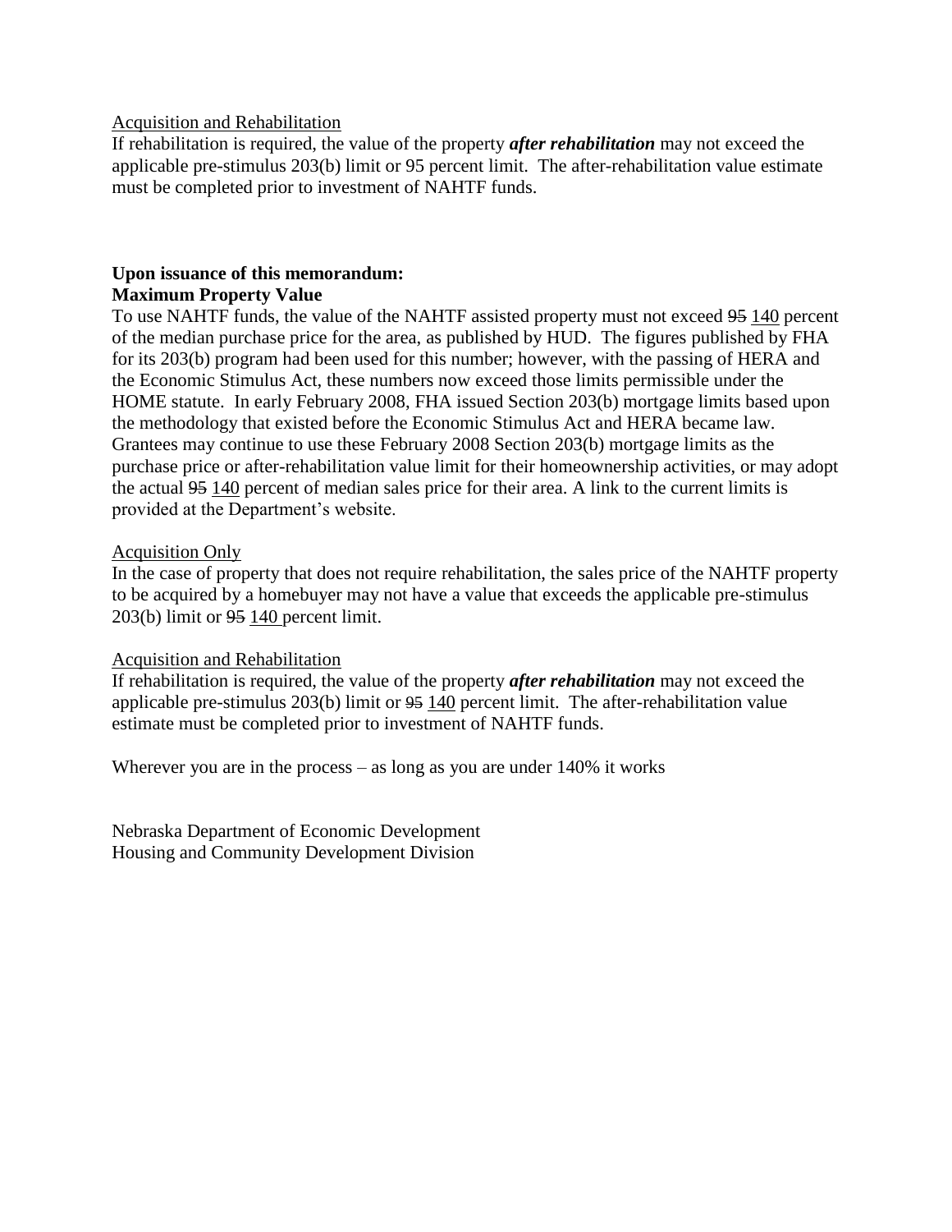Acquisition and Rehabilitation

If rehabilitation is required, the value of the property ***after rehabilitation*** may not exceed the applicable pre-stimulus 203(b) limit or 95 percent limit. The after-rehabilitation value estimate must be completed prior to investment of NAHTF funds.

**Upon issuance of this memorandum:**

**Maximum Property Value**

To use NAHTF funds, the value of the NAHTF assisted property must not exceed ~~95~~ <u>140</u> percent of the median purchase price for the area, as published by HUD. The figures published by FHA for its 203(b) program had been used for this number; however, with the passing of HERA and the Economic Stimulus Act, these numbers now exceed those limits permissible under the HOME statute. In early February 2008, FHA issued Section 203(b) mortgage limits based upon the methodology that existed before the Economic Stimulus Act and HERA became law. Grantees may continue to use these February 2008 Section 203(b) mortgage limits as the purchase price or after-rehabilitation value limit for their homeownership activities, or may adopt the actual ~~95~~ <u>140</u> percent of median sales price for their area. A link to the current limits is provided at the Department's website.

Acquisition Only

In the case of property that does not require rehabilitation, the sales price of the NAHTF property to be acquired by a homebuyer may not have a value that exceeds the applicable pre-stimulus 203(b) limit or ~~95~~ <u>140</u> percent limit.

Acquisition and Rehabilitation

If rehabilitation is required, the value of the property ***after rehabilitation*** may not exceed the applicable pre-stimulus 203(b) limit or ~~95~~ <u>140</u> percent limit. The after-rehabilitation value estimate must be completed prior to investment of NAHTF funds.

Wherever you are in the process – as long as you are under 140% it works

Nebraska Department of Economic Development
Housing and Community Development Division